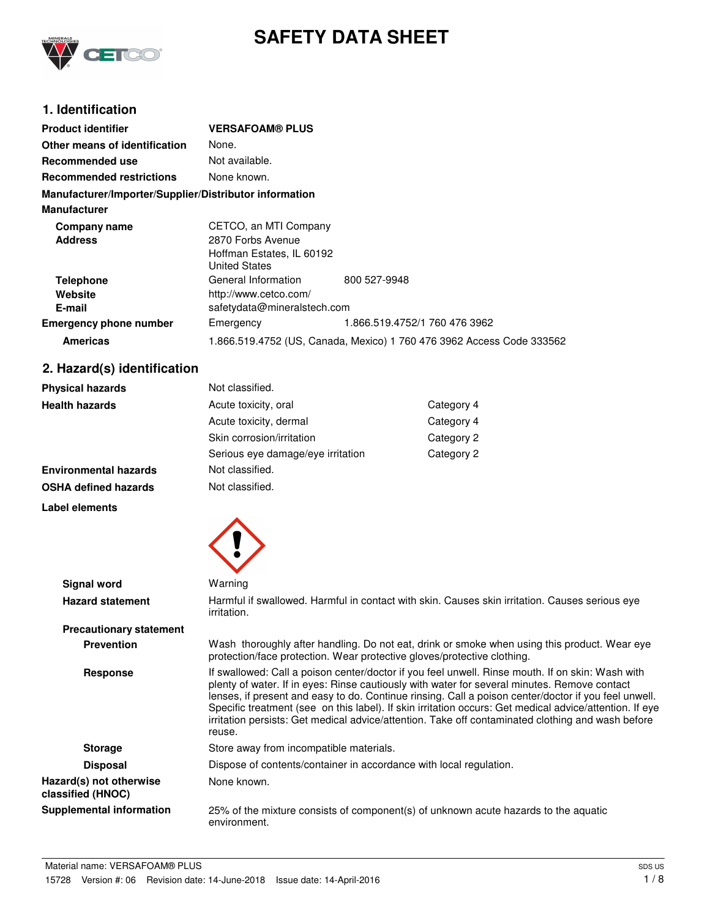# SAFETY DATA SHEET

## 1. Identification

| | | |
|---|---|---|
| **Product identifier** | **VERSAFOAM® PLUS** | |
| **Other means of identification** | None. | |
| **Recommended use** | Not available. | |
| **Recommended restrictions** | None known. | |

**Manufacturer/Importer/Supplier/Distributor information**

**Manufacturer**

| | | |
|---|---|---|
| **Company name** | CETCO, an MTI Company | |
| **Address** | 2870 Forbs Avenue<br>Hoffman Estates, IL 60192<br>United States | |
| **Telephone** | General Information | 800 527-9948 |
| **Website** | http://www.cetco.com/ | |
| **E-mail** | safetydata@mineralstech.com | |
| **Emergency phone number** | Emergency | 1.866.519.4752/1 760 476 3962 |
| **Americas** | 1.866.519.4752 (US, Canada, Mexico) 1 760 476 3962 Access Code 333562 | |

## 2. Hazard(s) identification

| | | |
|---|---|---|
| **Physical hazards** | Not classified. | |
| **Health hazards** | Acute toxicity, oral | Category 4 |
| | Acute toxicity, dermal | Category 4 |
| | Skin corrosion/irritation | Category 2 |
| | Serious eye damage/eye irritation | Category 2 |
| **Environmental hazards** | Not classified. | |
| **OSHA defined hazards** | Not classified. | |

**Label elements**

**Signal word** Warning

**Hazard statement** Harmful if swallowed. Harmful in contact with skin. Causes skin irritation. Causes serious eye irritation.

**Precautionary statement**

**Prevention** Wash thoroughly after handling. Do not eat, drink or smoke when using this product. Wear eye protection/face protection. Wear protective gloves/protective clothing.

**Response** If swallowed: Call a poison center/doctor if you feel unwell. Rinse mouth. If on skin: Wash with plenty of water. If in eyes: Rinse cautiously with water for several minutes. Remove contact lenses, if present and easy to do. Continue rinsing. Call a poison center/doctor if you feel unwell. Specific treatment (see on this label). If skin irritation occurs: Get medical advice/attention. If eye irritation persists: Get medical advice/attention. Take off contaminated clothing and wash before reuse.

**Storage** Store away from incompatible materials.

**Disposal** Dispose of contents/container in accordance with local regulation.

**Hazard(s) not otherwise classified (HNOC)** None known.

**Supplemental information** 25% of the mixture consists of component(s) of unknown acute hazards to the aquatic environment.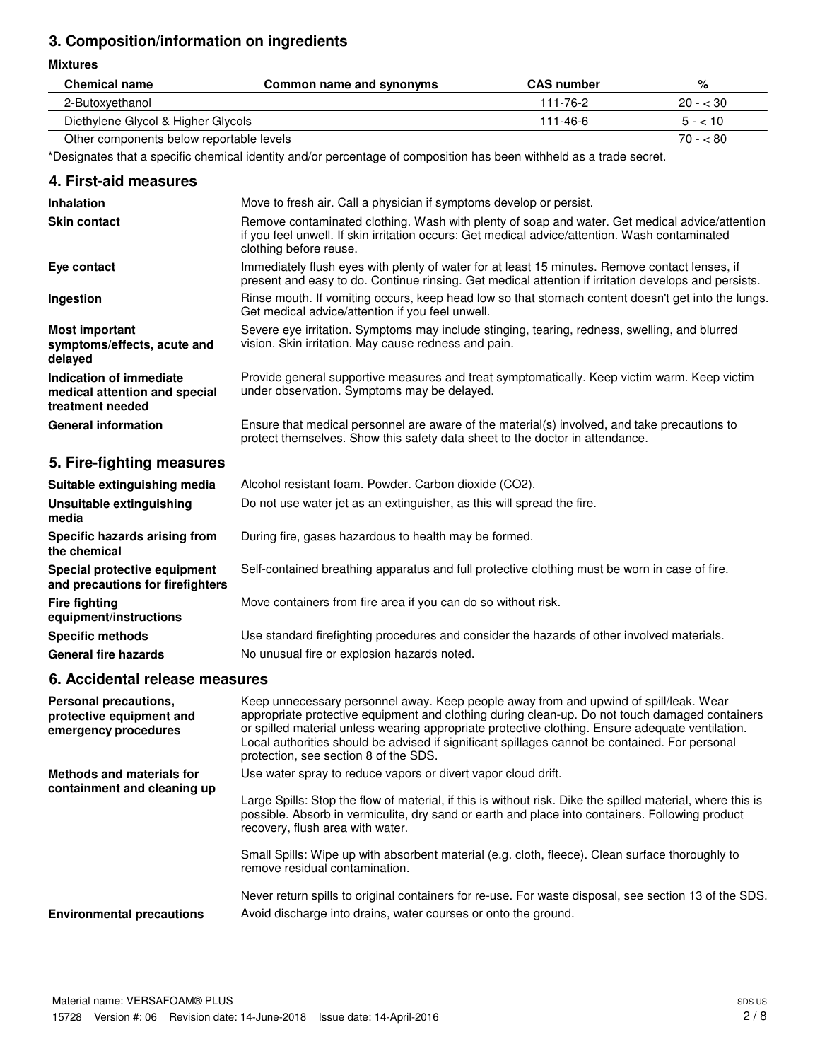## 3. Composition/information on ingredients

**Mixtures**

| Chemical name | Common name and synonyms | CAS number | % |
|---|---|---|---|
| 2-Butoxyethanol | | 111-76-2 | 20 - < 30 |
| Diethylene Glycol & Higher Glycols | | 111-46-6 | 5 - < 10 |
| Other components below reportable levels | | | 70 - < 80 |

*Designates that a specific chemical identity and/or percentage of composition has been withheld as a trade secret.

## 4. First-aid measures

**Inhalation**
Move to fresh air. Call a physician if symptoms develop or persist.

**Skin contact**
Remove contaminated clothing. Wash with plenty of soap and water. Get medical advice/attention if you feel unwell. If skin irritation occurs: Get medical advice/attention. Wash contaminated clothing before reuse.

**Eye contact**
Immediately flush eyes with plenty of water for at least 15 minutes. Remove contact lenses, if present and easy to do. Continue rinsing. Get medical attention if irritation develops and persists.

**Ingestion**
Rinse mouth. If vomiting occurs, keep head low so that stomach content doesn't get into the lungs. Get medical advice/attention if you feel unwell.

**Most important symptoms/effects, acute and delayed**
Severe eye irritation. Symptoms may include stinging, tearing, redness, swelling, and blurred vision. Skin irritation. May cause redness and pain.

**Indication of immediate medical attention and special treatment needed**
Provide general supportive measures and treat symptomatically. Keep victim warm. Keep victim under observation. Symptoms may be delayed.

**General information**
Ensure that medical personnel are aware of the material(s) involved, and take precautions to protect themselves. Show this safety data sheet to the doctor in attendance.

## 5. Fire-fighting measures

**Suitable extinguishing media**
Alcohol resistant foam. Powder. Carbon dioxide ($CO_2$).

**Unsuitable extinguishing media**
Do not use water jet as an extinguisher, as this will spread the fire.

**Specific hazards arising from the chemical**
During fire, gases hazardous to health may be formed.

**Special protective equipment and precautions for firefighters**
Self-contained breathing apparatus and full protective clothing must be worn in case of fire.

**Fire fighting equipment/instructions**
Move containers from fire area if you can do so without risk.

**Specific methods**
Use standard firefighting procedures and consider the hazards of other involved materials.

**General fire hazards**
No unusual fire or explosion hazards noted.

## 6. Accidental release measures

**Personal precautions, protective equipment and emergency procedures**
Keep unnecessary personnel away. Keep people away from and upwind of spill/leak. Wear appropriate protective equipment and clothing during clean-up. Do not touch damaged containers or spilled material unless wearing appropriate protective clothing. Ensure adequate ventilation. Local authorities should be advised if significant spillages cannot be contained. For personal protection, see section 8 of the SDS.

**Methods and materials for containment and cleaning up**
Use water spray to reduce vapors or divert vapor cloud drift.

Large Spills: Stop the flow of material, if this is without risk. Dike the spilled material, where this is possible. Absorb in vermiculite, dry sand or earth and place into containers. Following product recovery, flush area with water.

Small Spills: Wipe up with absorbent material (e.g. cloth, fleece). Clean surface thoroughly to remove residual contamination.

Never return spills to original containers for re-use. For waste disposal, see section 13 of the SDS.

**Environmental precautions**
Avoid discharge into drains, water courses or onto the ground.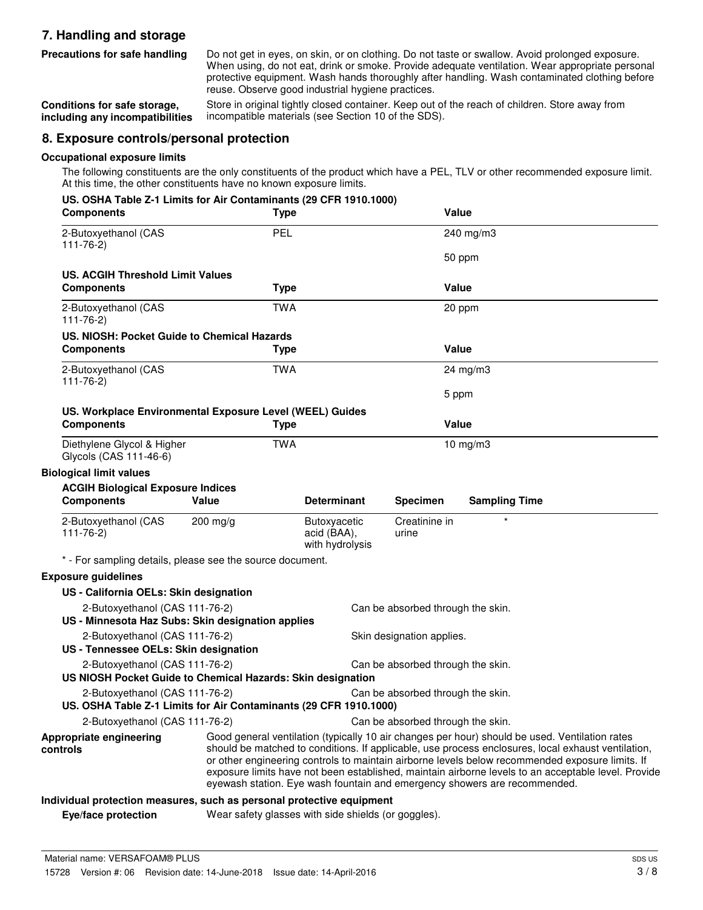## 7. Handling and storage

**Precautions for safe handling**

Do not get in eyes, on skin, or on clothing. Do not taste or swallow. Avoid prolonged exposure. When using, do not eat, drink or smoke. Provide adequate ventilation. Wear appropriate personal protective equipment. Wash hands thoroughly after handling. Wash contaminated clothing before reuse. Observe good industrial hygiene practices.

**Conditions for safe storage, including any incompatibilities**

Store in original tightly closed container. Keep out of the reach of children. Store away from incompatible materials (see Section 10 of the SDS).

## 8. Exposure controls/personal protection

### Occupational exposure limits

The following constituents are the only constituents of the product which have a PEL, TLV or other recommended exposure limit. At this time, the other constituents have no known exposure limits.

**US. OSHA Table Z-1 Limits for Air Contaminants (29 CFR 1910.1000)**

| Components | Type | Value |
|---|---|---|
| 2-Butoxyethanol (CAS 111-76-2) | PEL | 240 mg/m3 |
| | | 50 ppm |

**US. ACGIH Threshold Limit Values**

| Components | Type | Value |
|---|---|---|
| 2-Butoxyethanol (CAS 111-76-2) | TWA | 20 ppm |

**US. NIOSH: Pocket Guide to Chemical Hazards**

| Components | Type | Value |
|---|---|---|
| 2-Butoxyethanol (CAS 111-76-2) | TWA | 24 mg/m3 |
| | | 5 ppm |

**US. Workplace Environmental Exposure Level (WEEL) Guides**

| Components | Type | Value |
|---|---|---|
| Diethylene Glycol & Higher Glycols (CAS 111-46-6) | TWA | 10 mg/m3 |

### Biological limit values

**ACGIH Biological Exposure Indices**

| Components | Value | Determinant | Specimen | Sampling Time |
|---|---|---|---|---|
| 2-Butoxyethanol (CAS 111-76-2) | 200 mg/g | Butoxyacetic acid (BAA), with hydrolysis | Creatinine in urine | * |

\* - For sampling details, please see the source document.

### Exposure guidelines

**US - California OELs: Skin designation**

2-Butoxyethanol (CAS 111-76-2) — Can be absorbed through the skin.

**US - Minnesota Haz Subs: Skin designation applies**

2-Butoxyethanol (CAS 111-76-2) — Skin designation applies.

**US - Tennessee OELs: Skin designation**

2-Butoxyethanol (CAS 111-76-2) — Can be absorbed through the skin.

**US NIOSH Pocket Guide to Chemical Hazards: Skin designation**

2-Butoxyethanol (CAS 111-76-2) — Can be absorbed through the skin.

**US. OSHA Table Z-1 Limits for Air Contaminants (29 CFR 1910.1000)**

2-Butoxyethanol (CAS 111-76-2) — Can be absorbed through the skin.

**Appropriate engineering controls**

Good general ventilation (typically 10 air changes per hour) should be used. Ventilation rates should be matched to conditions. If applicable, use process enclosures, local exhaust ventilation, or other engineering controls to maintain airborne levels below recommended exposure limits. If exposure limits have not been established, maintain airborne levels to an acceptable level. Provide eyewash station. Eye wash fountain and emergency showers are recommended.

### Individual protection measures, such as personal protective equipment

**Eye/face protection**

Wear safety glasses with side shields (or goggles).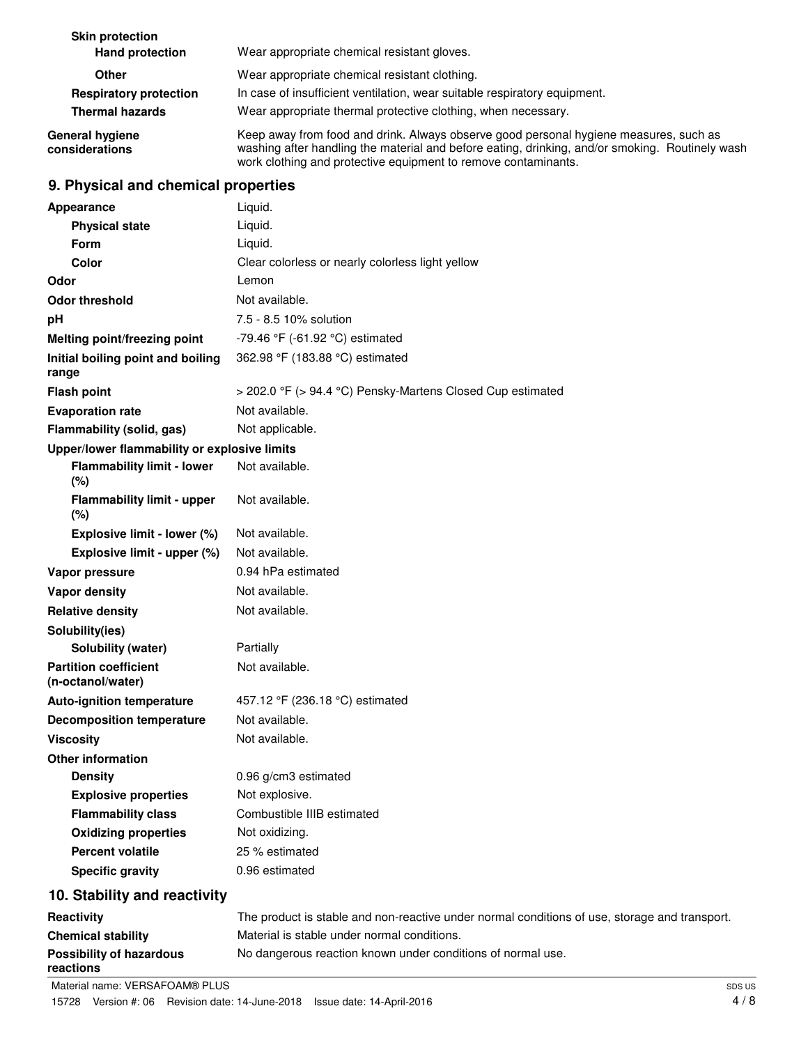| | |
|---|---|
| **Skin protection** | |
| **Hand protection** | Wear appropriate chemical resistant gloves. |
| **Other** | Wear appropriate chemical resistant clothing. |
| **Respiratory protection** | In case of insufficient ventilation, wear suitable respiratory equipment. |
| **Thermal hazards** | Wear appropriate thermal protective clothing, when necessary. |
| **General hygiene considerations** | Keep away from food and drink. Always observe good personal hygiene measures, such as washing after handling the material and before eating, drinking, and/or smoking. Routinely wash work clothing and protective equipment to remove contaminants. |

## 9. Physical and chemical properties

| | |
|---|---|
| **Appearance** | Liquid. |
| **Physical state** | Liquid. |
| **Form** | Liquid. |
| **Color** | Clear colorless or nearly colorless light yellow |
| **Odor** | Lemon |
| **Odor threshold** | Not available. |
| **pH** | 7.5 - 8.5 10% solution |
| **Melting point/freezing point** | -79.46 °F (-61.92 °C) estimated |
| **Initial boiling point and boiling range** | 362.98 °F (183.88 °C) estimated |
| **Flash point** | > 202.0 °F (> 94.4 °C) Pensky-Martens Closed Cup estimated |
| **Evaporation rate** | Not available. |
| **Flammability (solid, gas)** | Not applicable. |
| **Upper/lower flammability or explosive limits** | |
| **Flammability limit - lower (%)** | Not available. |
| **Flammability limit - upper (%)** | Not available. |
| **Explosive limit - lower (%)** | Not available. |
| **Explosive limit - upper (%)** | Not available. |
| **Vapor pressure** | 0.94 hPa estimated |
| **Vapor density** | Not available. |
| **Relative density** | Not available. |
| **Solubility(ies)** | |
| **Solubility (water)** | Partially |
| **Partition coefficient (n-octanol/water)** | Not available. |
| **Auto-ignition temperature** | 457.12 °F (236.18 °C) estimated |
| **Decomposition temperature** | Not available. |
| **Viscosity** | Not available. |
| **Other information** | |
| **Density** | 0.96 g/cm3 estimated |
| **Explosive properties** | Not explosive. |
| **Flammability class** | Combustible IIIB estimated |
| **Oxidizing properties** | Not oxidizing. |
| **Percent volatile** | 25 % estimated |
| **Specific gravity** | 0.96 estimated |

## 10. Stability and reactivity

| | |
|---|---|
| **Reactivity** | The product is stable and non-reactive under normal conditions of use, storage and transport. |
| **Chemical stability** | Material is stable under normal conditions. |
| **Possibility of hazardous reactions** | No dangerous reaction known under conditions of normal use. |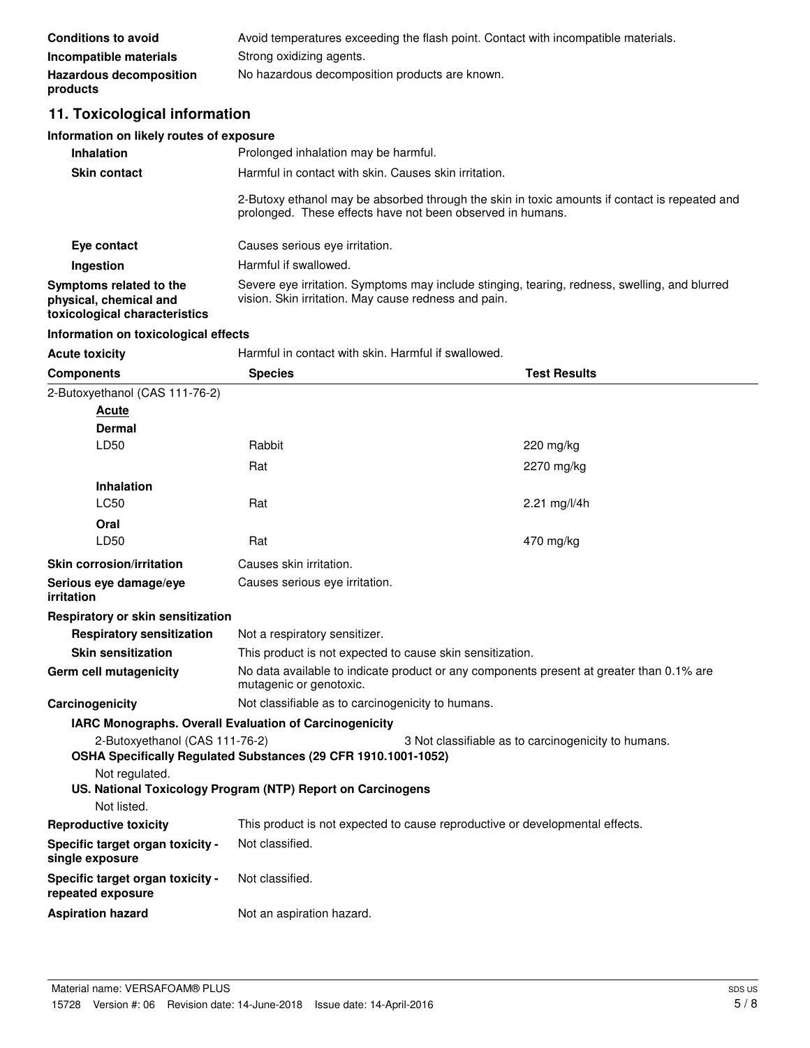| | |
|---|---|
| **Conditions to avoid** | Avoid temperatures exceeding the flash point. Contact with incompatible materials. |
| **Incompatible materials** | Strong oxidizing agents. |
| **Hazardous decomposition products** | No hazardous decomposition products are known. |

## 11. Toxicological information

### Information on likely routes of exposure

| | |
|---|---|
| **Inhalation** | Prolonged inhalation may be harmful. |
| **Skin contact** | Harmful in contact with skin. Causes skin irritation.<br><br>2-Butoxy ethanol may be absorbed through the skin in toxic amounts if contact is repeated and prolonged. These effects have not been observed in humans. |
| **Eye contact** | Causes serious eye irritation. |
| **Ingestion** | Harmful if swallowed. |
| **Symptoms related to the physical, chemical and toxicological characteristics** | Severe eye irritation. Symptoms may include stinging, tearing, redness, swelling, and blurred vision. Skin irritation. May cause redness and pain. |

### Information on toxicological effects

**Acute toxicity** Harmful in contact with skin. Harmful if swallowed.

| Components | Species | Test Results |
|---|---|---|
| 2-Butoxyethanol (CAS 111-76-2) | | |
| **Acute** | | |
| **Dermal** | | |
| LD50 | Rabbit | 220 mg/kg |
| | Rat | 2270 mg/kg |
| **Inhalation** | | |
| LC50 | Rat | 2.21 mg/l/4h |
| **Oral** | | |
| LD50 | Rat | 470 mg/kg |

| | |
|---|---|
| **Skin corrosion/irritation** | Causes skin irritation. |
| **Serious eye damage/eye irritation** | Causes serious eye irritation. |

**Respiratory or skin sensitization**

| | |
|---|---|
| **Respiratory sensitization** | Not a respiratory sensitizer. |
| **Skin sensitization** | This product is not expected to cause skin sensitization. |
| **Germ cell mutagenicity** | No data available to indicate product or any components present at greater than 0.1% are mutagenic or genotoxic. |
| **Carcinogenicity** | Not classifiable as to carcinogenicity to humans. |

**IARC Monographs. Overall Evaluation of Carcinogenicity**

2-Butoxyethanol (CAS 111-76-2) 3 Not classifiable as to carcinogenicity to humans.

**OSHA Specifically Regulated Substances (29 CFR 1910.1001-1052)**

Not regulated.

**US. National Toxicology Program (NTP) Report on Carcinogens**

Not listed.

| | |
|---|---|
| **Reproductive toxicity** | This product is not expected to cause reproductive or developmental effects. |
| **Specific target organ toxicity - single exposure** | Not classified. |
| **Specific target organ toxicity - repeated exposure** | Not classified. |
| **Aspiration hazard** | Not an aspiration hazard. |

Material name: VERSAFOAM® PLUS

15728 Version #: 06 Revision date: 14-June-2018 Issue date: 14-April-2016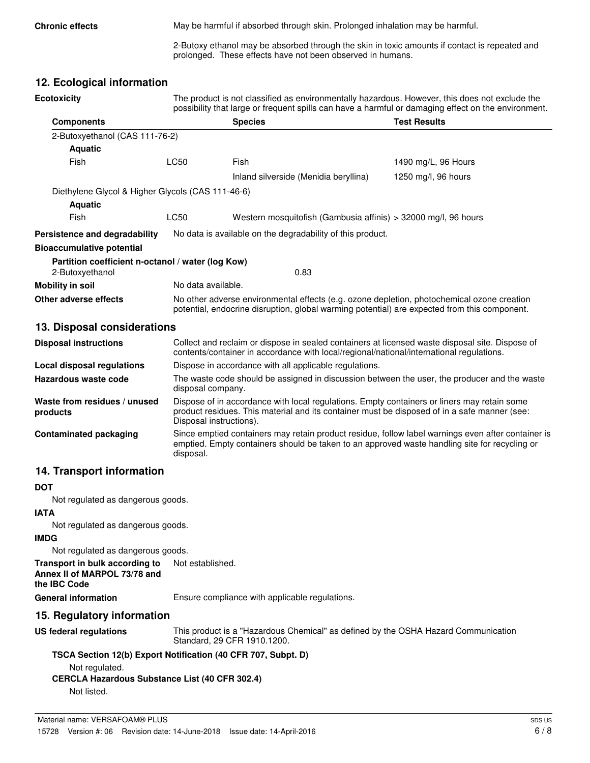**Chronic effects** May be harmful if absorbed through skin. Prolonged inhalation may be harmful.

2-Butoxy ethanol may be absorbed through the skin in toxic amounts if contact is repeated and prolonged. These effects have not been observed in humans.

## 12. Ecological information

**Ecotoxicity** The product is not classified as environmentally hazardous. However, this does not exclude the possibility that large or frequent spills can have a harmful or damaging effect on the environment.

| Components | | Species | Test Results |
|---|---|---|---|
| 2-Butoxyethanol (CAS 111-76-2) | | | |
| **Aquatic** | | | |
| Fish | LC50 | Fish | 1490 mg/L, 96 Hours |
| | | Inland silverside (Menidia beryllina) | 1250 mg/l, 96 hours |
| Diethylene Glycol & Higher Glycols (CAS 111-46-6) | | | |
| **Aquatic** | | | |
| Fish | LC50 | Western mosquitofish (Gambusia affinis) | > 32000 mg/l, 96 hours |

**Persistence and degradability** No data is available on the degradability of this product.

**Bioaccumulative potential**

**Partition coefficient n-octanol / water (log Kow)**

2-Butoxyethanol 0.83

**Mobility in soil** No data available.

**Other adverse effects** No other adverse environmental effects (e.g. ozone depletion, photochemical ozone creation potential, endocrine disruption, global warming potential) are expected from this component.

## 13. Disposal considerations

**Disposal instructions** Collect and reclaim or dispose in sealed containers at licensed waste disposal site. Dispose of contents/container in accordance with local/regional/national/international regulations.

**Local disposal regulations** Dispose in accordance with all applicable regulations.

**Hazardous waste code** The waste code should be assigned in discussion between the user, the producer and the waste disposal company.

**Waste from residues / unused products** Dispose of in accordance with local regulations. Empty containers or liners may retain some product residues. This material and its container must be disposed of in a safe manner (see: Disposal instructions).

**Contaminated packaging** Since emptied containers may retain product residue, follow label warnings even after container is emptied. Empty containers should be taken to an approved waste handling site for recycling or disposal.

## 14. Transport information

**DOT**

Not regulated as dangerous goods.

**IATA**

Not regulated as dangerous goods.

**IMDG**

Not regulated as dangerous goods.

**Transport in bulk according to Annex II of MARPOL 73/78 and the IBC Code** Not established.

**General information** Ensure compliance with applicable regulations.

## 15. Regulatory information

**US federal regulations** This product is a "Hazardous Chemical" as defined by the OSHA Hazard Communication Standard, 29 CFR 1910.1200.

**TSCA Section 12(b) Export Notification (40 CFR 707, Subpt. D)**

Not regulated.

**CERCLA Hazardous Substance List (40 CFR 302.4)**

Not listed.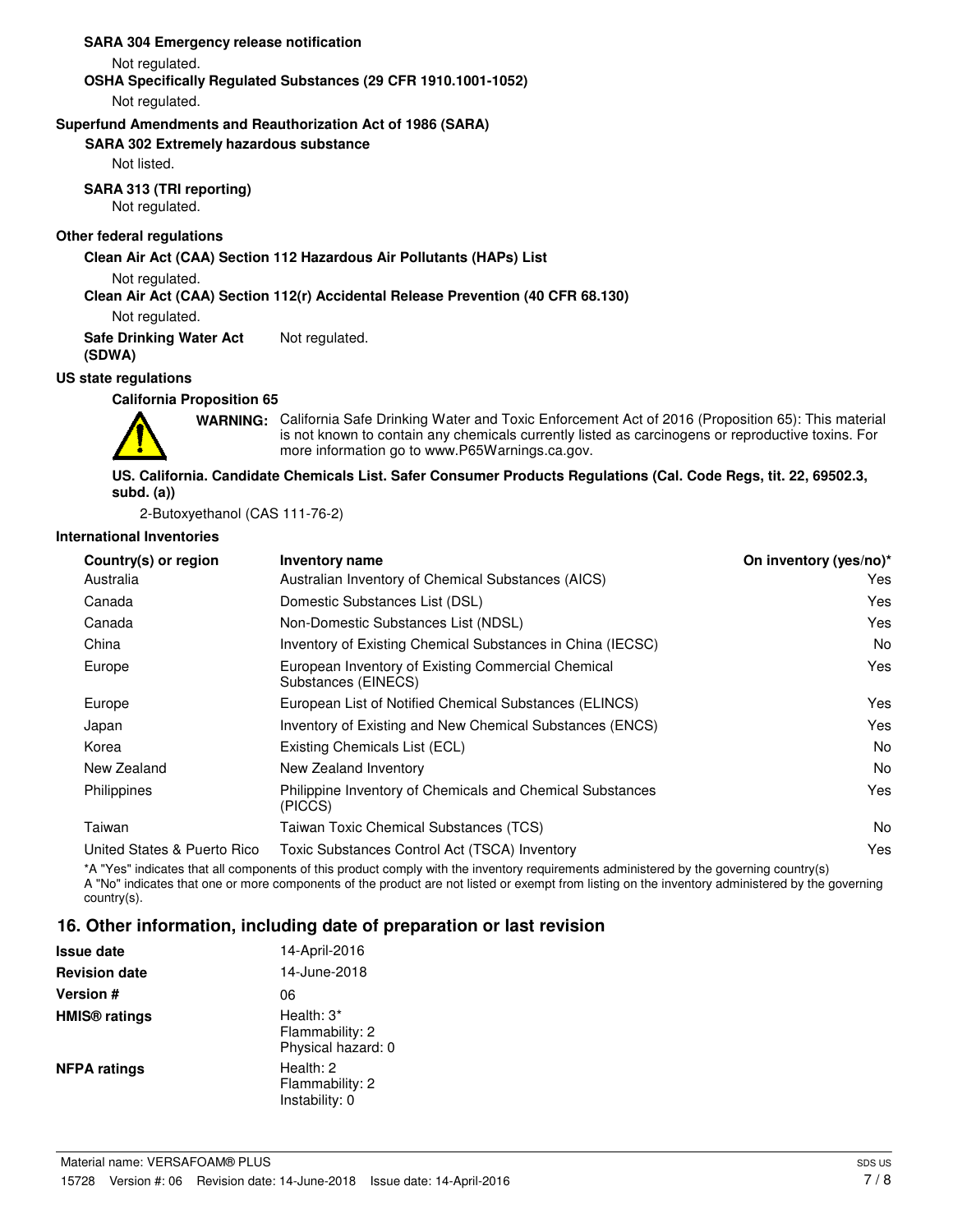**SARA 304 Emergency release notification**

Not regulated.

**OSHA Specifically Regulated Substances (29 CFR 1910.1001-1052)**

Not regulated.

**Superfund Amendments and Reauthorization Act of 1986 (SARA)**

**SARA 302 Extremely hazardous substance**

Not listed.

**SARA 313 (TRI reporting)**

Not regulated.

**Other federal regulations**

**Clean Air Act (CAA) Section 112 Hazardous Air Pollutants (HAPs) List**

Not regulated.

**Clean Air Act (CAA) Section 112(r) Accidental Release Prevention (40 CFR 68.130)**

Not regulated.

**Safe Drinking Water Act (SDWA)** Not regulated.

**US state regulations**

**California Proposition 65**

**WARNING:** California Safe Drinking Water and Toxic Enforcement Act of 2016 (Proposition 65): This material is not known to contain any chemicals currently listed as carcinogens or reproductive toxins. For more information go to www.P65Warnings.ca.gov.

**US. California. Candidate Chemicals List. Safer Consumer Products Regulations (Cal. Code Regs, tit. 22, 69502.3, subd. (a))**

2-Butoxyethanol (CAS 111-76-2)

**International Inventories**

| Country(s) or region | Inventory name | On inventory (yes/no)* |
|---|---|---|
| Australia | Australian Inventory of Chemical Substances (AICS) | Yes |
| Canada | Domestic Substances List (DSL) | Yes |
| Canada | Non-Domestic Substances List (NDSL) | Yes |
| China | Inventory of Existing Chemical Substances in China (IECSC) | No |
| Europe | European Inventory of Existing Commercial Chemical Substances (EINECS) | Yes |
| Europe | European List of Notified Chemical Substances (ELINCS) | Yes |
| Japan | Inventory of Existing and New Chemical Substances (ENCS) | Yes |
| Korea | Existing Chemicals List (ECL) | No |
| New Zealand | New Zealand Inventory | No |
| Philippines | Philippine Inventory of Chemicals and Chemical Substances (PICCS) | Yes |
| Taiwan | Taiwan Toxic Chemical Substances (TCS) | No |
| United States & Puerto Rico | Toxic Substances Control Act (TSCA) Inventory | Yes |

*A "Yes" indicates that all components of this product comply with the inventory requirements administered by the governing country(s)
A "No" indicates that one or more components of the product are not listed or exempt from listing on the inventory administered by the governing country(s).

## 16. Other information, including date of preparation or last revision

| | |
|---|---|
| **Issue date** | 14-April-2016 |
| **Revision date** | 14-June-2018 |
| **Version #** | 06 |
| **HMIS® ratings** | Health: 3*<br>Flammability: 2<br>Physical hazard: 0 |
| **NFPA ratings** | Health: 2<br>Flammability: 2<br>Instability: 0 |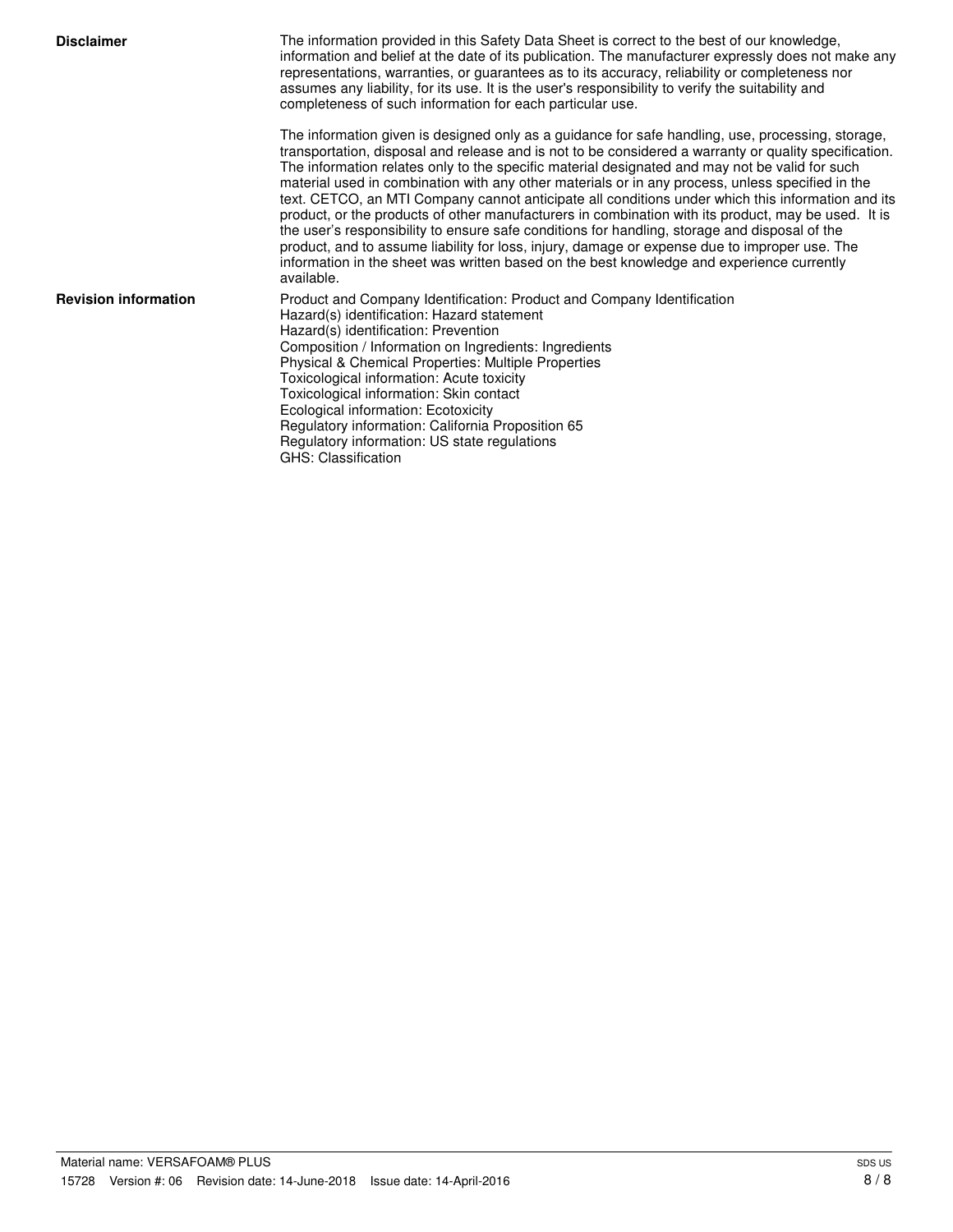**Disclaimer**

The information provided in this Safety Data Sheet is correct to the best of our knowledge, information and belief at the date of its publication. The manufacturer expressly does not make any representations, warranties, or guarantees as to its accuracy, reliability or completeness nor assumes any liability, for its use. It is the user's responsibility to verify the suitability and completeness of such information for each particular use.

The information given is designed only as a guidance for safe handling, use, processing, storage, transportation, disposal and release and is not to be considered a warranty or quality specification. The information relates only to the specific material designated and may not be valid for such material used in combination with any other materials or in any process, unless specified in the text. CETCO, an MTI Company cannot anticipate all conditions under which this information and its product, or the products of other manufacturers in combination with its product, may be used. It is the user's responsibility to ensure safe conditions for handling, storage and disposal of the product, and to assume liability for loss, injury, damage or expense due to improper use. The information in the sheet was written based on the best knowledge and experience currently available.

**Revision information**

Product and Company Identification: Product and Company Identification
Hazard(s) identification: Hazard statement
Hazard(s) identification: Prevention
Composition / Information on Ingredients: Ingredients
Physical & Chemical Properties: Multiple Properties
Toxicological information: Acute toxicity
Toxicological information: Skin contact
Ecological information: Ecotoxicity
Regulatory information: California Proposition 65
Regulatory information: US state regulations
GHS: Classification